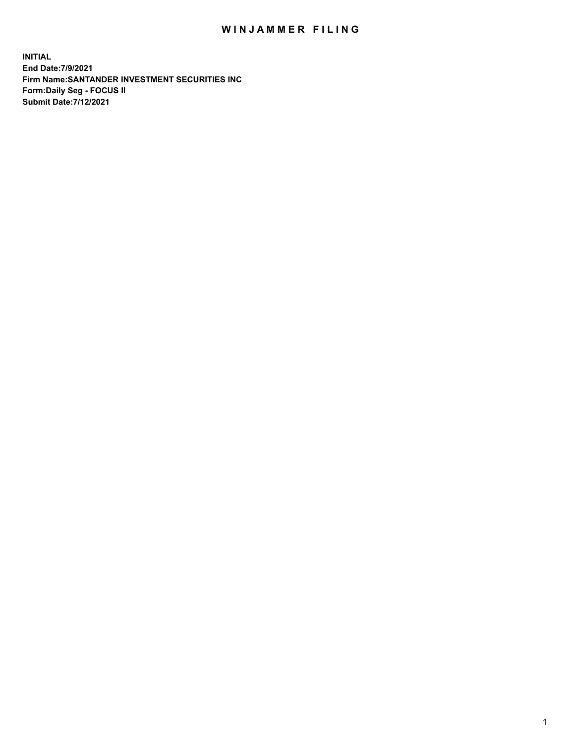# WINJAMMER FILING

**INITIAL**
**End Date:7/9/2021**
**Firm Name:SANTANDER INVESTMENT SECURITIES INC**
**Form:Daily Seg - FOCUS II**
**Submit Date:7/12/2021**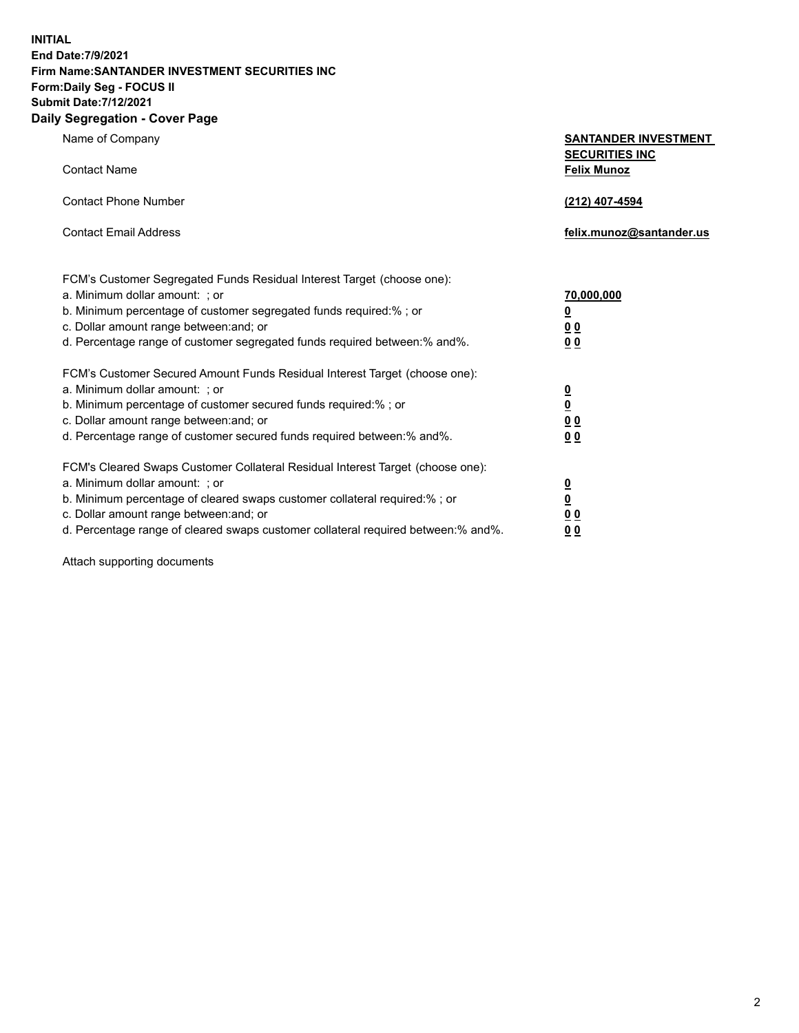**INITIAL**
**End Date:7/9/2021**
**Firm Name:SANTANDER INVESTMENT SECURITIES INC**
**Form:Daily Seg - FOCUS II**
**Submit Date:7/12/2021**

## Daily Segregation - Cover Page

| | |
|---|---|
| Name of Company | **SANTANDER INVESTMENT SECURITIES INC** |
| Contact Name | **Felix Munoz** |
| Contact Phone Number | **(212) 407-4594** |
| Contact Email Address | **felix.munoz@santander.us** |

| | |
|---|---|
| FCM's Customer Segregated Funds Residual Interest Target (choose one): | |
| a. Minimum dollar amount: ; or | **70,000,000** |
| b. Minimum percentage of customer segregated funds required:% ; or | **0** |
| c. Dollar amount range between:and; or | **0 0** |
| d. Percentage range of customer segregated funds required between:% and%. | **0 0** |
| FCM's Customer Secured Amount Funds Residual Interest Target (choose one): | |
| a. Minimum dollar amount: ; or | **0** |
| b. Minimum percentage of customer secured funds required:% ; or | **0** |
| c. Dollar amount range between:and; or | **0 0** |
| d. Percentage range of customer secured funds required between:% and%. | **0 0** |
| FCM's Cleared Swaps Customer Collateral Residual Interest Target (choose one): | |
| a. Minimum dollar amount: ; or | **0** |
| b. Minimum percentage of cleared swaps customer collateral required:% ; or | **0** |
| c. Dollar amount range between:and; or | **0 0** |
| d. Percentage range of cleared swaps customer collateral required between:% and%. | **0 0** |

Attach supporting documents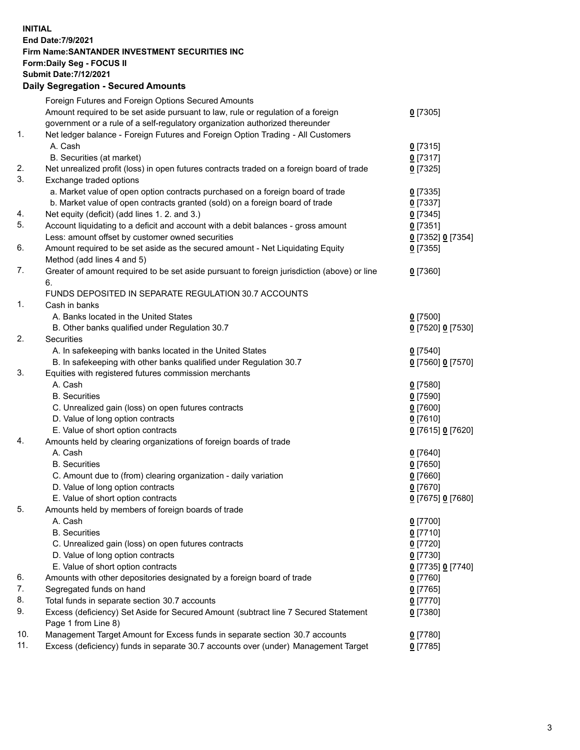**INITIAL**
**End Date:7/9/2021**
**Firm Name:SANTANDER INVESTMENT SECURITIES INC**
**Form:Daily Seg - FOCUS II**
**Submit Date:7/12/2021**

## Daily Segregation - Secured Amounts

| | | |
|---|---|---|
| | Foreign Futures and Foreign Options Secured Amounts | |
| | Amount required to be set aside pursuant to law, rule or regulation of a foreign government or a rule of a self-regulatory organization authorized thereunder | **0** [7305] |
| 1. | Net ledger balance - Foreign Futures and Foreign Option Trading - All Customers | |
| | A. Cash | **0** [7315] |
| | B. Securities (at market) | **0** [7317] |
| 2. | Net unrealized profit (loss) in open futures contracts traded on a foreign board of trade | **0** [7325] |
| 3. | Exchange traded options | |
| | a. Market value of open option contracts purchased on a foreign board of trade | **0** [7335] |
| | b. Market value of open contracts granted (sold) on a foreign board of trade | **0** [7337] |
| 4. | Net equity (deficit) (add lines 1. 2. and 3.) | **0** [7345] |
| 5. | Account liquidating to a deficit and account with a debit balances - gross amount | **0** [7351] |
| | Less: amount offset by customer owned securities | **0** [7352] **0** [7354] |
| 6. | Amount required to be set aside as the secured amount - Net Liquidating Equity Method (add lines 4 and 5) | **0** [7355] |
| 7. | Greater of amount required to be set aside pursuant to foreign jurisdiction (above) or line 6. | **0** [7360] |
| | FUNDS DEPOSITED IN SEPARATE REGULATION 30.7 ACCOUNTS | |
| 1. | Cash in banks | |
| | A. Banks located in the United States | **0** [7500] |
| | B. Other banks qualified under Regulation 30.7 | **0** [7520] **0** [7530] |
| 2. | Securities | |
| | A. In safekeeping with banks located in the United States | **0** [7540] |
| | B. In safekeeping with other banks qualified under Regulation 30.7 | **0** [7560] **0** [7570] |
| 3. | Equities with registered futures commission merchants | |
| | A. Cash | **0** [7580] |
| | B. Securities | **0** [7590] |
| | C. Unrealized gain (loss) on open futures contracts | **0** [7600] |
| | D. Value of long option contracts | **0** [7610] |
| | E. Value of short option contracts | **0** [7615] **0** [7620] |
| 4. | Amounts held by clearing organizations of foreign boards of trade | |
| | A. Cash | **0** [7640] |
| | B. Securities | **0** [7650] |
| | C. Amount due to (from) clearing organization - daily variation | **0** [7660] |
| | D. Value of long option contracts | **0** [7670] |
| | E. Value of short option contracts | **0** [7675] **0** [7680] |
| 5. | Amounts held by members of foreign boards of trade | |
| | A. Cash | **0** [7700] |
| | B. Securities | **0** [7710] |
| | C. Unrealized gain (loss) on open futures contracts | **0** [7720] |
| | D. Value of long option contracts | **0** [7730] |
| | E. Value of short option contracts | **0** [7735] **0** [7740] |
| 6. | Amounts with other depositories designated by a foreign board of trade | **0** [7760] |
| 7. | Segregated funds on hand | **0** [7765] |
| 8. | Total funds in separate section 30.7 accounts | **0** [7770] |
| 9. | Excess (deficiency) Set Aside for Secured Amount (subtract line 7 Secured Statement Page 1 from Line 8) | **0** [7380] |
| 10. | Management Target Amount for Excess funds in separate section 30.7 accounts | **0** [7780] |
| 11. | Excess (deficiency) funds in separate 30.7 accounts over (under) Management Target | **0** [7785] |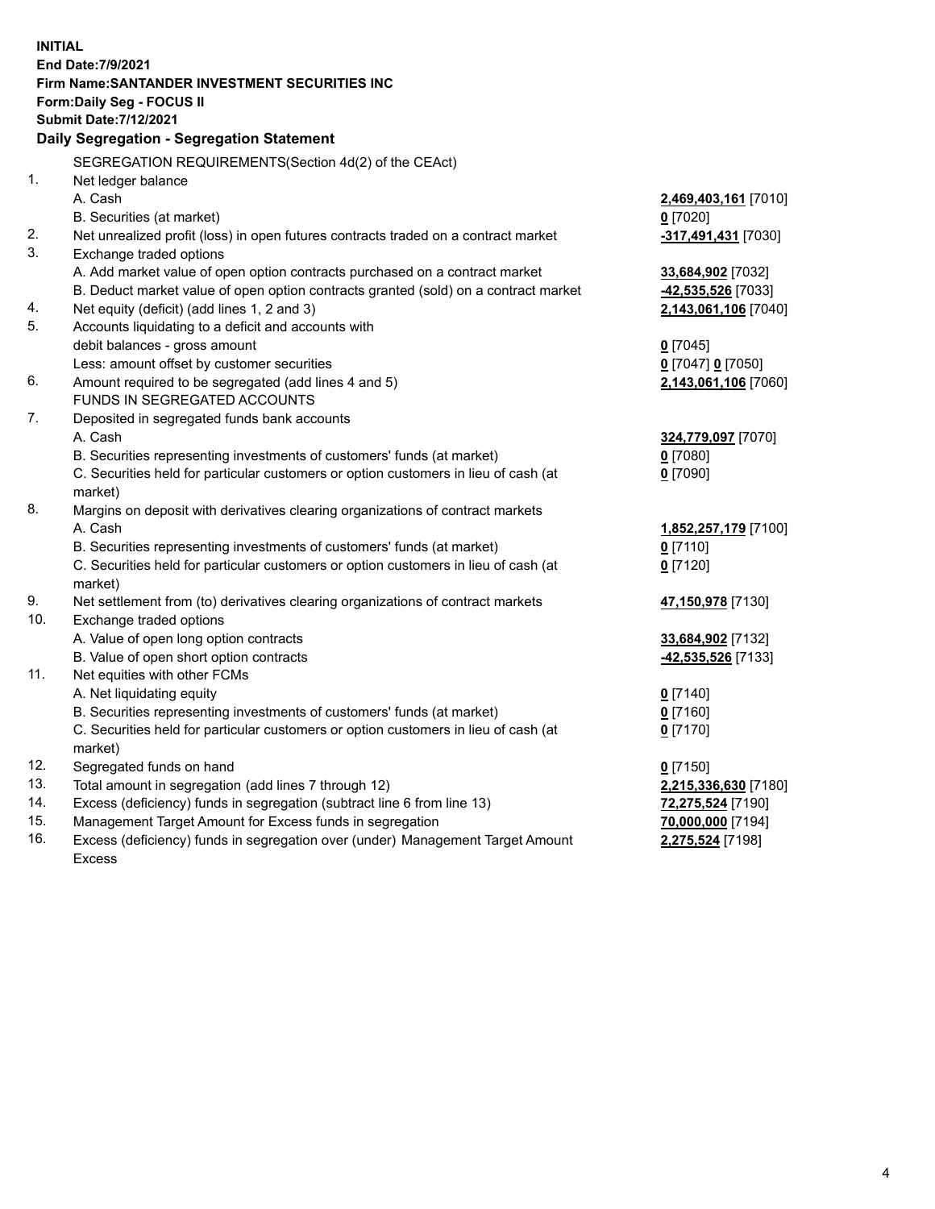**INITIAL**
**End Date:7/9/2021**
**Firm Name:SANTANDER INVESTMENT SECURITIES INC**
**Form:Daily Seg - FOCUS II**
**Submit Date:7/12/2021**

## Daily Segregation - Segregation Statement

SEGREGATION REQUIREMENTS(Section 4d(2) of the CEAct)

| | | |
|---|---|---|
| 1. | Net ledger balance | |
| | A. Cash | **2,469,403,161** [7010] |
| | B. Securities (at market) | **0** [7020] |
| 2. | Net unrealized profit (loss) in open futures contracts traded on a contract market | **-317,491,431** [7030] |
| 3. | Exchange traded options | |
| | A. Add market value of open option contracts purchased on a contract market | **33,684,902** [7032] |
| | B. Deduct market value of open option contracts granted (sold) on a contract market | **-42,535,526** [7033] |
| 4. | Net equity (deficit) (add lines 1, 2 and 3) | **2,143,061,106** [7040] |
| 5. | Accounts liquidating to a deficit and accounts with | |
| | debit balances - gross amount | **0** [7045] |
| | Less: amount offset by customer securities | **0** [7047] **0** [7050] |
| 6. | Amount required to be segregated (add lines 4 and 5) | **2,143,061,106** [7060] |
| | FUNDS IN SEGREGATED ACCOUNTS | |
| 7. | Deposited in segregated funds bank accounts | |
| | A. Cash | **324,779,097** [7070] |
| | B. Securities representing investments of customers' funds (at market) | **0** [7080] |
| | C. Securities held for particular customers or option customers in lieu of cash (at market) | **0** [7090] |
| 8. | Margins on deposit with derivatives clearing organizations of contract markets | |
| | A. Cash | **1,852,257,179** [7100] |
| | B. Securities representing investments of customers' funds (at market) | **0** [7110] |
| | C. Securities held for particular customers or option customers in lieu of cash (at market) | **0** [7120] |
| 9. | Net settlement from (to) derivatives clearing organizations of contract markets | **47,150,978** [7130] |
| 10. | Exchange traded options | |
| | A. Value of open long option contracts | **33,684,902** [7132] |
| | B. Value of open short option contracts | **-42,535,526** [7133] |
| 11. | Net equities with other FCMs | |
| | A. Net liquidating equity | **0** [7140] |
| | B. Securities representing investments of customers' funds (at market) | **0** [7160] |
| | C. Securities held for particular customers or option customers in lieu of cash (at market) | **0** [7170] |
| 12. | Segregated funds on hand | **0** [7150] |
| 13. | Total amount in segregation (add lines 7 through 12) | **2,215,336,630** [7180] |
| 14. | Excess (deficiency) funds in segregation (subtract line 6 from line 13) | **72,275,524** [7190] |
| 15. | Management Target Amount for Excess funds in segregation | **70,000,000** [7194] |
| 16. | Excess (deficiency) funds in segregation over (under) Management Target Amount Excess | **2,275,524** [7198] |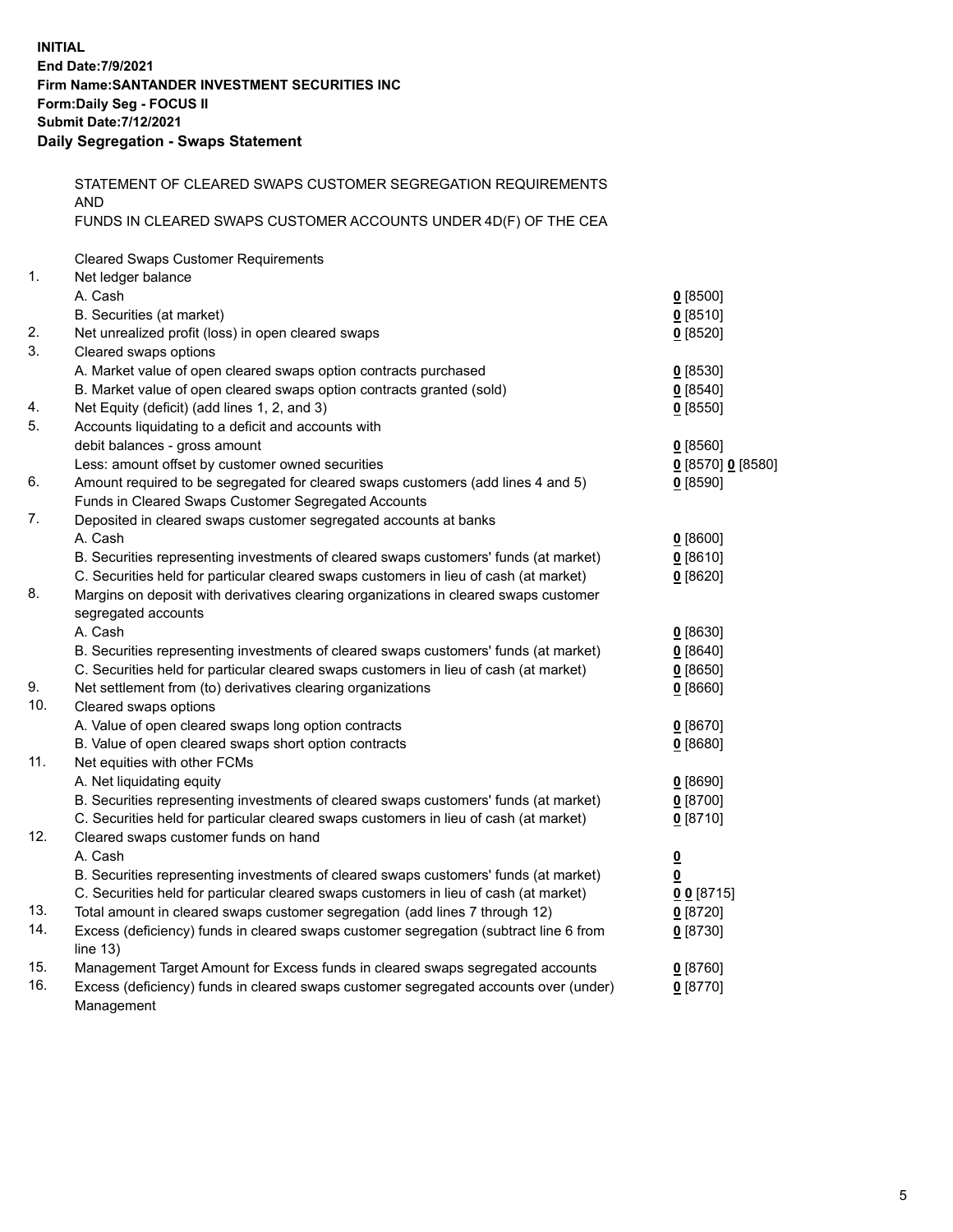**INITIAL**
**End Date:7/9/2021**
**Firm Name:SANTANDER INVESTMENT SECURITIES INC**
**Form:Daily Seg - FOCUS II**
**Submit Date:7/12/2021**
**Daily Segregation - Swaps Statement**

STATEMENT OF CLEARED SWAPS CUSTOMER SEGREGATION REQUIREMENTS AND FUNDS IN CLEARED SWAPS CUSTOMER ACCOUNTS UNDER 4D(F) OF THE CEA

| | | |
|---|---|---|
| | Cleared Swaps Customer Requirements | |
| 1. | Net ledger balance | |
| | A. Cash | 0 [8500] |
| | B. Securities (at market) | 0 [8510] |
| 2. | Net unrealized profit (loss) in open cleared swaps | 0 [8520] |
| 3. | Cleared swaps options | |
| | A. Market value of open cleared swaps option contracts purchased | 0 [8530] |
| | B. Market value of open cleared swaps option contracts granted (sold) | 0 [8540] |
| 4. | Net Equity (deficit) (add lines 1, 2, and 3) | 0 [8550] |
| 5. | Accounts liquidating to a deficit and accounts with debit balances - gross amount | 0 [8560] |
| | Less: amount offset by customer owned securities | 0 [8570] 0 [8580] |
| 6. | Amount required to be segregated for cleared swaps customers (add lines 4 and 5) | 0 [8590] |
| | Funds in Cleared Swaps Customer Segregated Accounts | |
| 7. | Deposited in cleared swaps customer segregated accounts at banks | |
| | A. Cash | 0 [8600] |
| | B. Securities representing investments of cleared swaps customers' funds (at market) | 0 [8610] |
| | C. Securities held for particular cleared swaps customers in lieu of cash (at market) | 0 [8620] |
| 8. | Margins on deposit with derivatives clearing organizations in cleared swaps customer segregated accounts | |
| | A. Cash | 0 [8630] |
| | B. Securities representing investments of cleared swaps customers' funds (at market) | 0 [8640] |
| | C. Securities held for particular cleared swaps customers in lieu of cash (at market) | 0 [8650] |
| 9. | Net settlement from (to) derivatives clearing organizations | 0 [8660] |
| 10. | Cleared swaps options | |
| | A. Value of open cleared swaps long option contracts | 0 [8670] |
| | B. Value of open cleared swaps short option contracts | 0 [8680] |
| 11. | Net equities with other FCMs | |
| | A. Net liquidating equity | 0 [8690] |
| | B. Securities representing investments of cleared swaps customers' funds (at market) | 0 [8700] |
| | C. Securities held for particular cleared swaps customers in lieu of cash (at market) | 0 [8710] |
| 12. | Cleared swaps customer funds on hand | |
| | A. Cash | 0 |
| | B. Securities representing investments of cleared swaps customers' funds (at market) | 0 |
| | C. Securities held for particular cleared swaps customers in lieu of cash (at market) | 0 0 [8715] |
| 13. | Total amount in cleared swaps customer segregation (add lines 7 through 12) | 0 [8720] |
| 14. | Excess (deficiency) funds in cleared swaps customer segregation (subtract line 6 from line 13) | 0 [8730] |
| 15. | Management Target Amount for Excess funds in cleared swaps segregated accounts | 0 [8760] |
| 16. | Excess (deficiency) funds in cleared swaps customer segregated accounts over (under) Management | 0 [8770] |